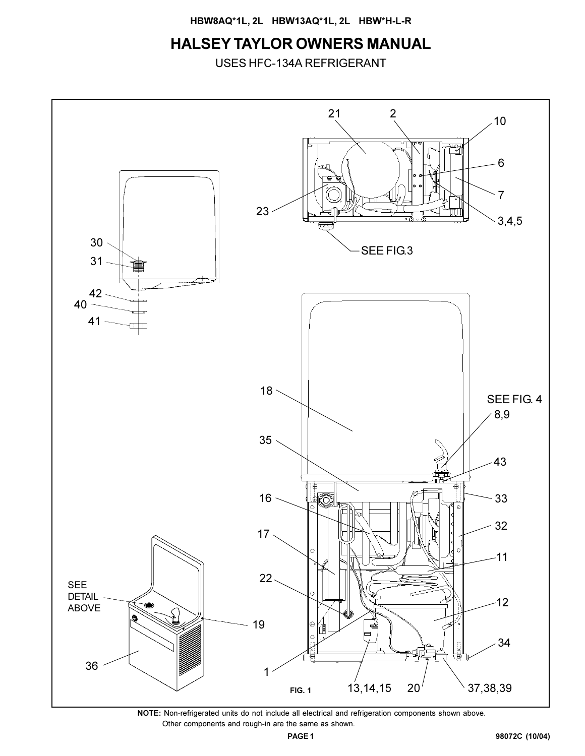HBW8AQ*1L, 2L HBW13AQ*1L, 2L HBW*H-L-R

# HALSEY TAYLOR OWNERS MANUAL

USES HFC-134A REFRIGERANT

21 2 10 6 7 3,4,5 23 SEE FIG.3

30 31 42 40 41

18 35 16 17 22 SEE FIG. 4 8,9 43 33 32 11 12 34

SEE DETAIL ABOVE 19 36 1 13,14,15 20 37,38,39

FIG. 1

**NOTE:** Non-refrigerated units do not include all electrical and refrigeration components shown above.
Other components and rough-in are the same as shown.

98072C (10/04)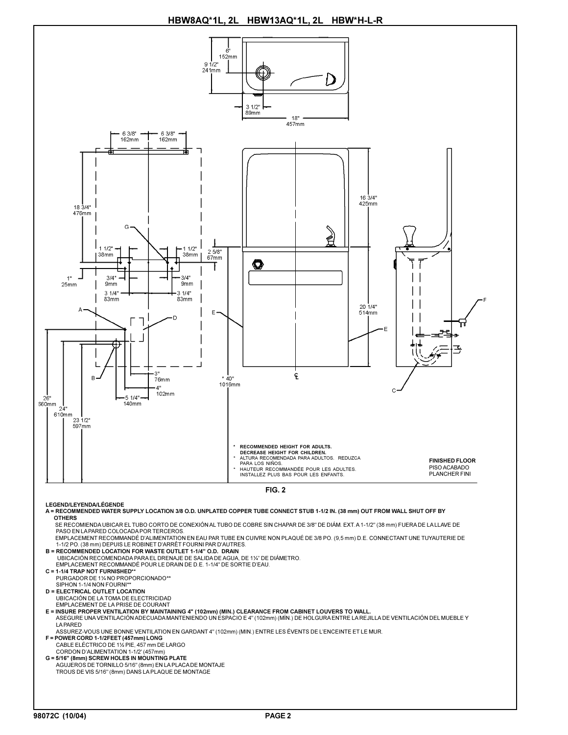# HBW8AQ*1L, 2L HBW13AQ*1L, 2L HBW*H-L-R

\* RECOMMENDED HEIGHT FOR ADULTS. DECREASE HEIGHT FOR CHILDREN.
\* ALTURA RECOMENDADA PARA ADULTOS. REDUZCA PARA LOS NIÑOS.
\* HAUTEUR RECOMMANDÉE POUR LES ADULTES. INSTALLEZ PLUS BAS POUR LES ENFANTS.

FINISHED FLOOR
PISO ACABADO
PLANCHER FINI

**FIG. 2**

**LEGEND/LEYENDA/LÉGENDE**

**A = RECOMMENDED WATER SUPPLY LOCATION 3/8 O.D. UNPLATED COPPER TUBE CONNECT STUB 1-1/2 IN. (38 mm) OUT FROM WALL SHUT OFF BY OTHERS**
SE RECOMIENDA UBICAR EL TUBO CORTO DE CONEXIÓN AL TUBO DE COBRE SIN CHAPAR DE 3/8" DE DIÁM. EXT. A 1-1/2" (38 mm) FUERA DE LA LLAVE DE PASO EN LA PARED COLOCADA POR TERCEROS.
EMPLACEMENT RECOMMANDÉ D'ALIMENTATION EN EAU PAR TUBE EN CUIVRE NON PLAQUÉ DE 3/8 PO. (9,5 mm) D.E. CONNECTANT UNE TUYAUTERIE DE 1-1/2 PO. (38 mm) DEPUIS LE ROBINET D'ARRÊT FOURNI PAR D'AUTRES.

**B = RECOMMENDED LOCATION FOR WASTE OUTLET 1-1/4" O.D. DRAIN**
UBICACIÓN RECOMENDADA PARA EL DRENAJE DE SALIDA DE AGUA, DE 1¼" DE DIÁMETRO.
EMPLACEMENT RECOMMANDÉ POUR LE DRAIN DE D.E. 1-1/4" DE SORTIE D'EAU.

**C = 1-1/4 TRAP NOT FURNISHED\*\***
PURGADOR DE 1¼ NO PROPORCIONADO\*\*
SIPHON 1-1/4 NON FOURNI\*\*

**D = ELECTRICAL OUTLET LOCATION**
UBICACIÓN DE LA TOMA DE ELECTRICIDAD
EMPLACEMENT DE LA PRISE DE COURANT

**E = INSURE PROPER VENTILATION BY MAINTAINING 4" (102mm) (MIN.) CLEARANCE FROM CABINET LOUVERS TO WALL.**
ASEGURE UNA VENTILACIÓN ADECUADA MANTENIENDO UN ESPACIO E 4" (102mm) (MÍN.) DE HOLGURA ENTRE LA REJILLA DE VENTILACIÓN DEL MUEBLE Y LA PARED
ASSUREZ-VOUS UNE BONNE VENTILATION EN GARDANT 4" (102mm) (MIN.) ENTRE LES ÉVENTS DE L'ENCEINTE ET LE MUR.

**F = POWER CORD 1-1/2FEET (457mm) LONG**
CABLE ELÉCTRICO DE 1½ PIE, 457 mm DE LARGO
CORDON D'ALIMENTATION 1-1/2' (457mm)

**G = 5/16" (8mm) SCREW HOLES IN MOUNTING PLATE**
AGUJEROS DE TORNILLO 5/16" (8mm) EN LA PLACA DE MONTAJE
TROUS DE VIS 5/16" (8mm) DANS LA PLAQUE DE MONTAGE

98072C (10/04)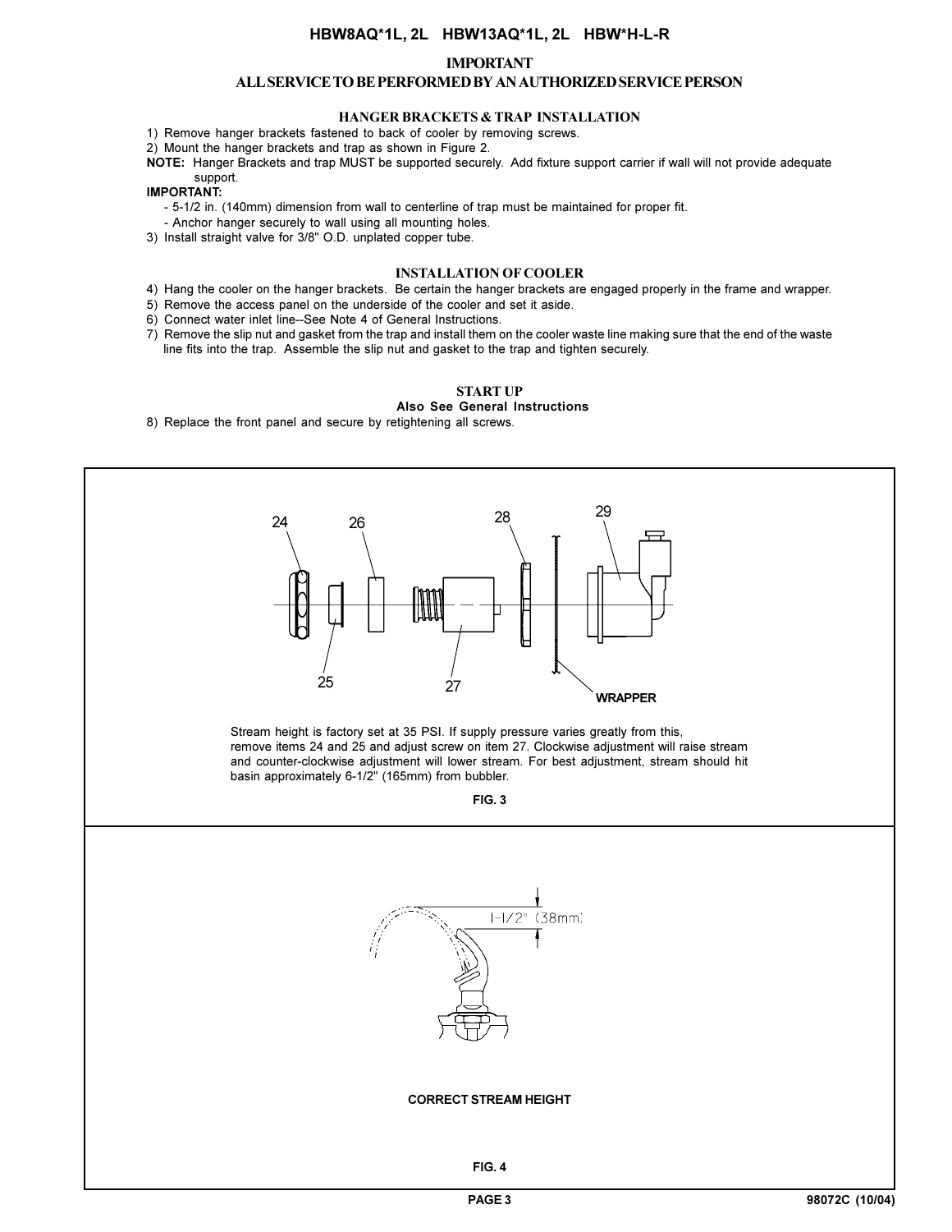# HBW8AQ*1L, 2L HBW13AQ*1L, 2L HBW*H-L-R

## IMPORTANT

## ALL SERVICE TO BE PERFORMED BY AN AUTHORIZED SERVICE PERSON

### HANGER BRACKETS & TRAP INSTALLATION

1) Remove hanger brackets fastened to back of cooler by removing screws.
2) Mount the hanger brackets and trap as shown in Figure 2.

**NOTE:** Hanger Brackets and trap MUST be supported securely. Add fixture support carrier if wall will not provide adequate support.

**IMPORTANT:**

- 5-1/2 in. (140mm) dimension from wall to centerline of trap must be maintained for proper fit.
- Anchor hanger securely to wall using all mounting holes.

3) Install straight valve for 3/8" O.D. unplated copper tube.

### INSTALLATION OF COOLER

4) Hang the cooler on the hanger brackets. Be certain the hanger brackets are engaged properly in the frame and wrapper.
5) Remove the access panel on the underside of the cooler and set it aside.
6) Connect water inlet line--See Note 4 of General Instructions.
7) Remove the slip nut and gasket from the trap and install them on the cooler waste line making sure that the end of the waste line fits into the trap. Assemble the slip nut and gasket to the trap and tighten securely.

### START UP

**Also See General Instructions**

8) Replace the front panel and secure by retightening all screws.

24 26 28 29

25 27 WRAPPER

Stream height is factory set at 35 PSI. If supply pressure varies greatly from this, remove items 24 and 25 and adjust screw on item 27. Clockwise adjustment will raise stream and counter-clockwise adjustment will lower stream. For best adjustment, stream should hit basin approximately 6-1/2" (165mm) from bubbler.

**FIG. 3**

1-1/2" (38mm)

**CORRECT STREAM HEIGHT**

**FIG. 4**

98072C (10/04)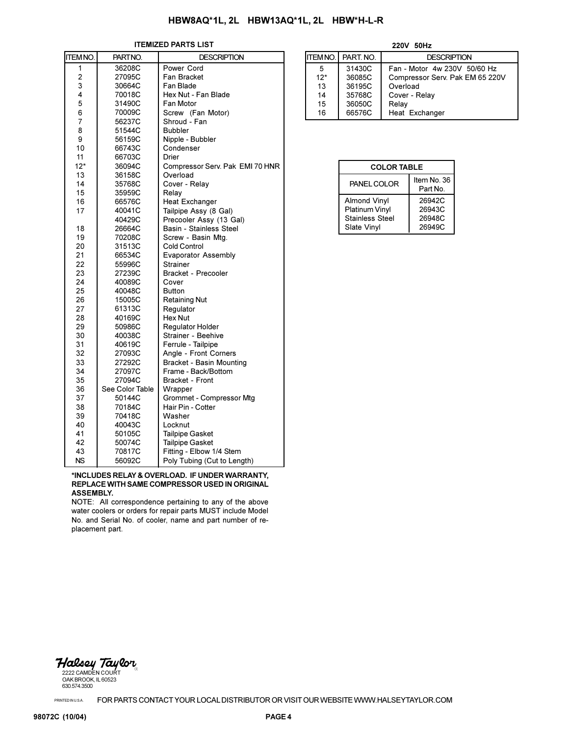# HBW8AQ*1L, 2L   HBW13AQ*1L, 2L   HBW*H-L-R

## ITEMIZED PARTS LIST

| ITEM NO. | PART NO. | DESCRIPTION |
|---|---|---|
| 1 | 36208C | Power Cord |
| 2 | 27095C | Fan Bracket |
| 3 | 30664C | Fan Blade |
| 4 | 70018C | Hex Nut - Fan Blade |
| 5 | 31490C | Fan Motor |
| 6 | 70009C | Screw (Fan Motor) |
| 7 | 56237C | Shroud - Fan |
| 8 | 51544C | Bubbler |
| 9 | 56159C | Nipple - Bubbler |
| 10 | 66743C | Condenser |
| 11 | 66703C | Drier |
| 12* | 36094C | Compressor Serv. Pak EMI 70 HNR |
| 13 | 36158C | Overload |
| 14 | 35768C | Cover - Relay |
| 15 | 35959C | Relay |
| 16 | 66576C | Heat Exchanger |
| 17 | 40041C | Tailpipe Assy (8 Gal) |
| | 40429C | Precooler Assy (13 Gal) |
| 18 | 26664C | Basin - Stainless Steel |
| 19 | 70208C | Screw - Basin Mtg. |
| 20 | 31513C | Cold Control |
| 21 | 66534C | Evaporator Assembly |
| 22 | 55996C | Strainer |
| 23 | 27239C | Bracket - Precooler |
| 24 | 40089C | Cover |
| 25 | 40048C | Button |
| 26 | 15005C | Retaining Nut |
| 27 | 61313C | Regulator |
| 28 | 40169C | Hex Nut |
| 29 | 50986C | Regulator Holder |
| 30 | 40038C | Strainer - Beehive |
| 31 | 40619C | Ferrule - Tailpipe |
| 32 | 27093C | Angle - Front Corners |
| 33 | 27292C | Bracket - Basin Mounting |
| 34 | 27097C | Frame - Back/Bottom |
| 35 | 27094C | Bracket - Front |
| 36 | See Color Table | Wrapper |
| 37 | 50144C | Grommet - Compressor Mtg |
| 38 | 70184C | Hair Pin - Cotter |
| 39 | 70418C | Washer |
| 40 | 40043C | Locknut |
| 41 | 50105C | Tailpipe Gasket |
| 42 | 50074C | Tailpipe Gasket |
| 43 | 70817C | Fitting - Elbow 1/4 Stem |
| NS | 56092C | Poly Tubing (Cut to Length) |

**\*INCLUDES RELAY & OVERLOAD. IF UNDER WARRANTY, REPLACE WITH SAME COMPRESSOR USED IN ORIGINAL ASSEMBLY.**

NOTE: All correspondence pertaining to any of the above water coolers or orders for repair parts MUST include Model No. and Serial No. of cooler, name and part number of replacement part.

## 220V 50Hz

| ITEM NO. | PART. NO. | DESCRIPTION |
|---|---|---|
| 5 | 31430C | Fan - Motor 4w 230V 50/60 Hz |
| 12* | 36085C | Compressor Serv. Pak EM 65 220V |
| 13 | 36195C | Overload |
| 14 | 35768C | Cover - Relay |
| 15 | 36050C | Relay |
| 16 | 66576C | Heat Exchanger |

## COLOR TABLE

| PANEL COLOR | Item No. 36 Part No. |
|---|---|
| Almond Vinyl | 26942C |
| Platinum Vinyl | 26943C |
| Stainless Steel | 26948C |
| Slate Vinyl | 26949C |

Halsey Taylor®
2222 CAMDEN COURT
OAK BROOK, IL 60523
630.574.3500

PRINTED IN U.S.A.

FOR PARTS CONTACT YOUR LOCAL DISTRIBUTOR OR VISIT OUR WEBSITE WWW.HALSEYTAYLOR.COM

98072C (10/04)